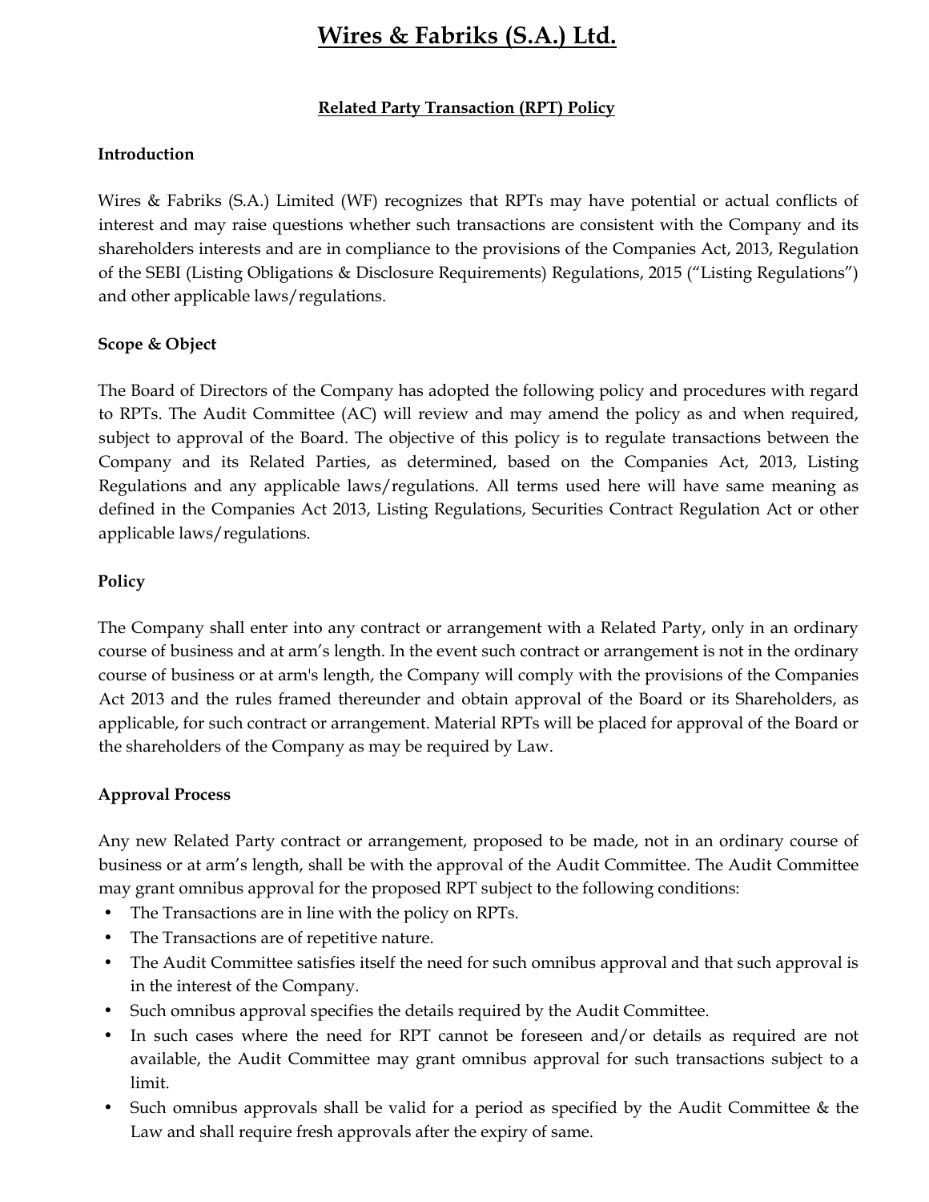# Wires & Fabriks (S.A.) Ltd.

## Related Party Transaction (RPT) Policy

### Introduction

Wires & Fabriks (S.A.) Limited (WF) recognizes that RPTs may have potential or actual conflicts of interest and may raise questions whether such transactions are consistent with the Company and its shareholders interests and are in compliance to the provisions of the Companies Act, 2013, Regulation of the SEBI (Listing Obligations & Disclosure Requirements) Regulations, 2015 ("Listing Regulations") and other applicable laws/regulations.

### Scope & Object

The Board of Directors of the Company has adopted the following policy and procedures with regard to RPTs. The Audit Committee (AC) will review and may amend the policy as and when required, subject to approval of the Board. The objective of this policy is to regulate transactions between the Company and its Related Parties, as determined, based on the Companies Act, 2013, Listing Regulations and any applicable laws/regulations. All terms used here will have same meaning as defined in the Companies Act 2013, Listing Regulations, Securities Contract Regulation Act or other applicable laws/regulations.

### Policy

The Company shall enter into any contract or arrangement with a Related Party, only in an ordinary course of business and at arm's length. In the event such contract or arrangement is not in the ordinary course of business or at arm's length, the Company will comply with the provisions of the Companies Act 2013 and the rules framed thereunder and obtain approval of the Board or its Shareholders, as applicable, for such contract or arrangement. Material RPTs will be placed for approval of the Board or the shareholders of the Company as may be required by Law.

### Approval Process

Any new Related Party contract or arrangement, proposed to be made, not in an ordinary course of business or at arm's length, shall be with the approval of the Audit Committee. The Audit Committee may grant omnibus approval for the proposed RPT subject to the following conditions:

- The Transactions are in line with the policy on RPTs.
- The Transactions are of repetitive nature.
- The Audit Committee satisfies itself the need for such omnibus approval and that such approval is in the interest of the Company.
- Such omnibus approval specifies the details required by the Audit Committee.
- In such cases where the need for RPT cannot be foreseen and/or details as required are not available, the Audit Committee may grant omnibus approval for such transactions subject to a limit.
- Such omnibus approvals shall be valid for a period as specified by the Audit Committee & the Law and shall require fresh approvals after the expiry of same.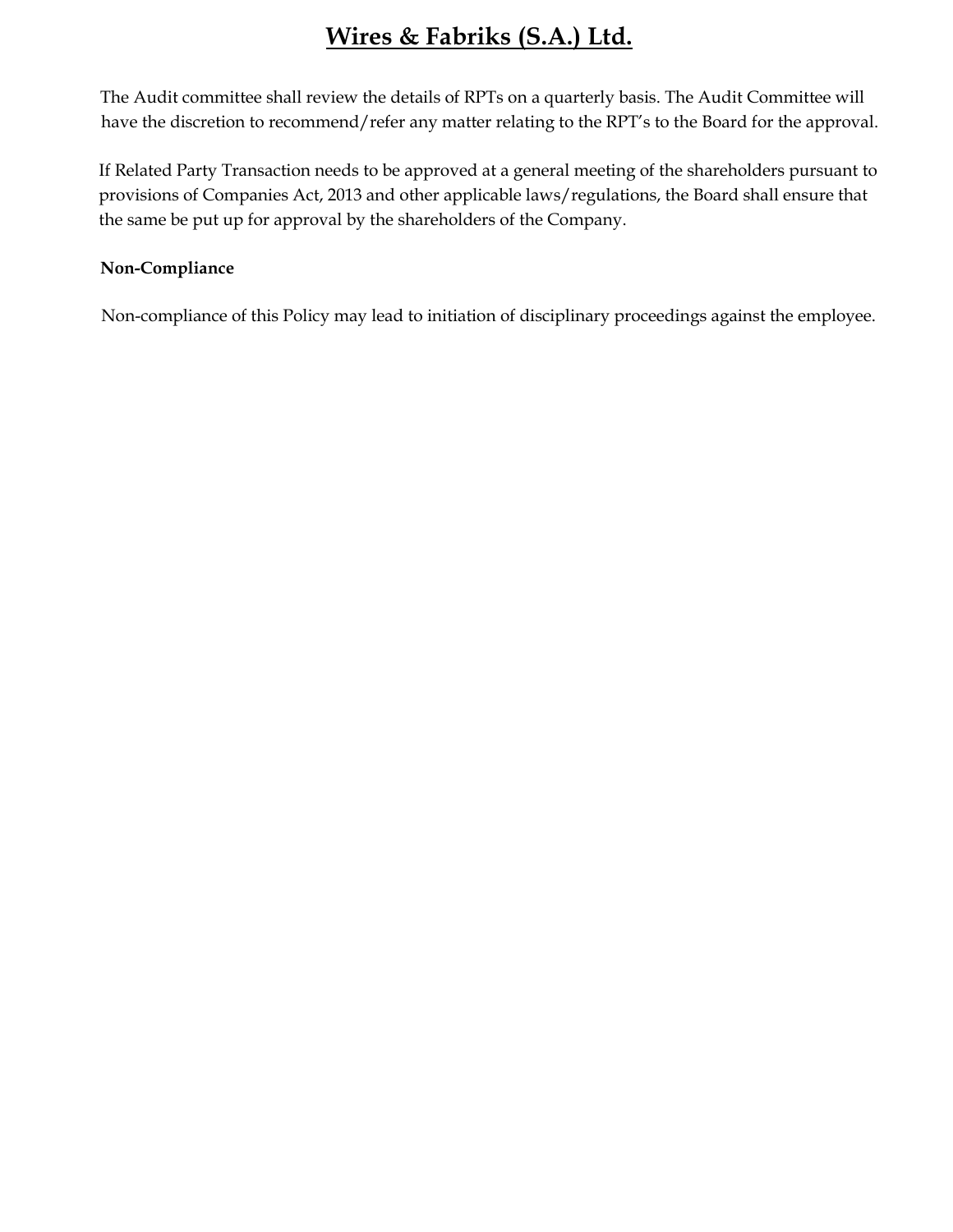The Audit committee shall review the details of RPTs on a quarterly basis. The Audit Committee will have the discretion to recommend/refer any matter relating to the RPT's to the Board for the approval.

If Related Party Transaction needs to be approved at a general meeting of the shareholders pursuant to provisions of Companies Act, 2013 and other applicable laws/regulations, the Board shall ensure that the same be put up for approval by the shareholders of the Company.

**Non-Compliance**

Non-compliance of this Policy may lead to initiation of disciplinary proceedings against the employee.